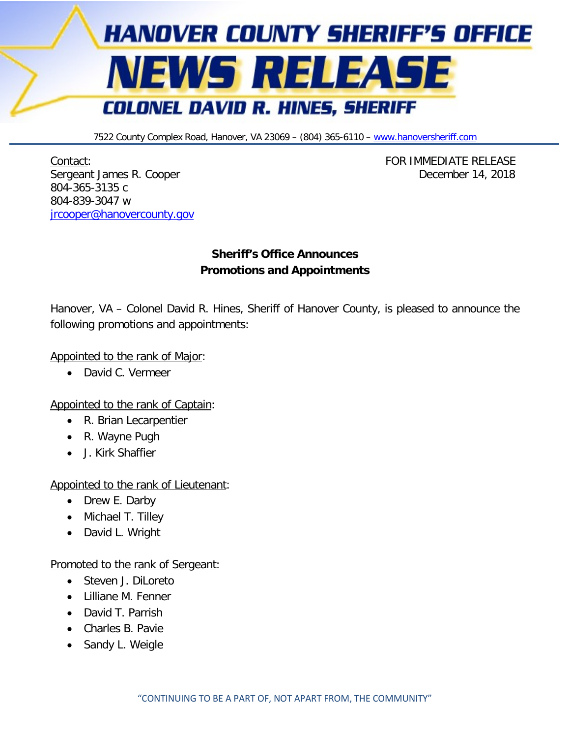# HANOVER COUNTY SHERIFF'S OFFICE

# NEWS RELEASE

## COLONEL DAVID R. HINES, SHERIFF

7522 County Complex Road, Hanover, VA 23069 – (804) 365-6110 – www.hanoversheriff.com

Contact:
Sergeant James R. Cooper
804-365-3135 c
804-839-3047 w
jrcooper@hanovercounty.gov

FOR IMMEDIATE RELEASE
December 14, 2018

**Sheriff's Office Announces**
**Promotions and Appointments**

Hanover, VA – Colonel David R. Hines, Sheriff of Hanover County, is pleased to announce the following promotions and appointments:

Appointed to the rank of Major:

- David C. Vermeer

Appointed to the rank of Captain:

- R. Brian Lecarpentier
- R. Wayne Pugh
- J. Kirk Shaffier

Appointed to the rank of Lieutenant:

- Drew E. Darby
- Michael T. Tilley
- David L. Wright

Promoted to the rank of Sergeant:

- Steven J. DiLoreto
- Lilliane M. Fenner
- David T. Parrish
- Charles B. Pavie
- Sandy L. Weigle

"CONTINUING TO BE A PART OF, NOT APART FROM, THE COMMUNITY"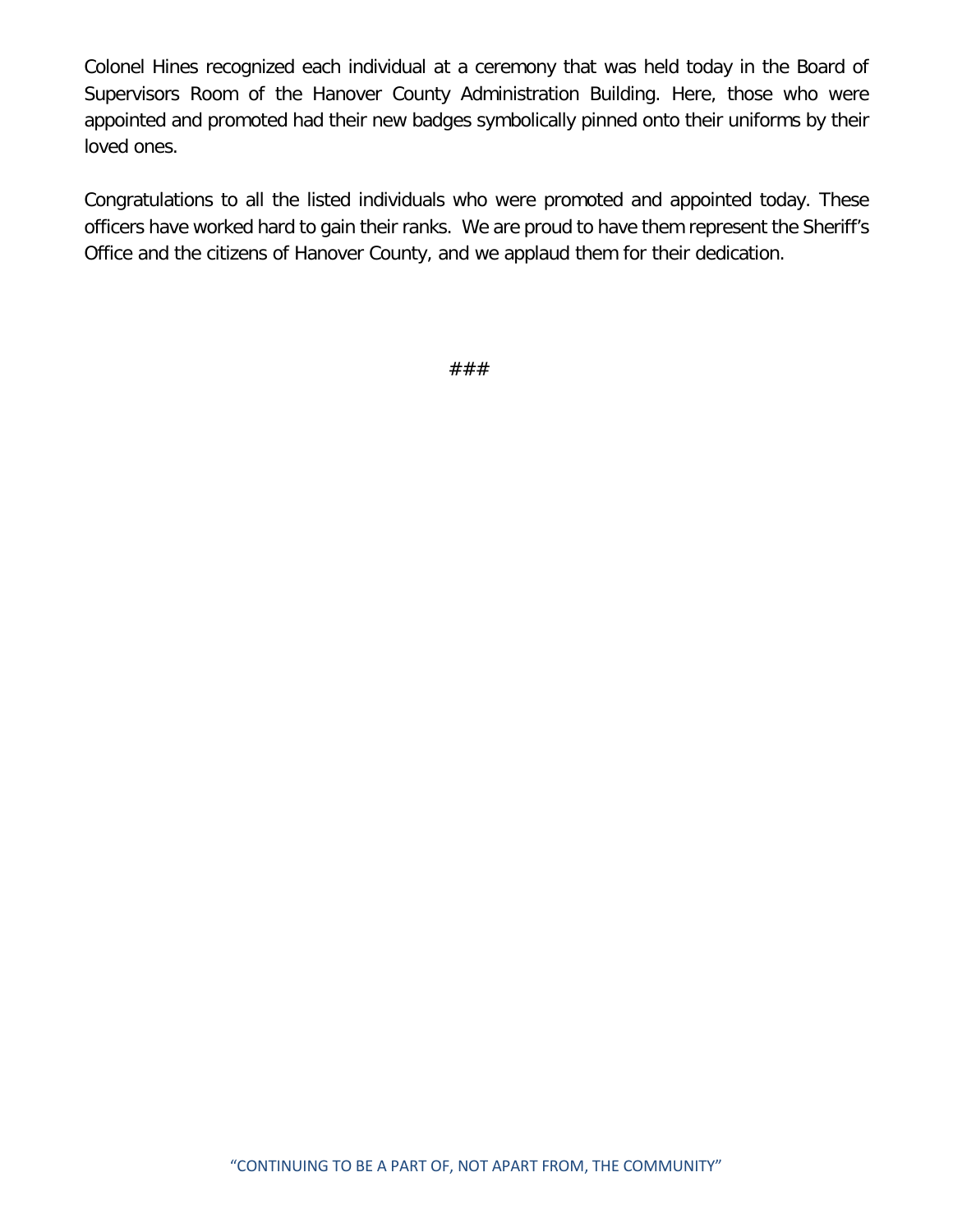Colonel Hines recognized each individual at a ceremony that was held today in the Board of Supervisors Room of the Hanover County Administration Building. Here, those who were appointed and promoted had their new badges symbolically pinned onto their uniforms by their loved ones.

Congratulations to all the listed individuals who were promoted and appointed today. These officers have worked hard to gain their ranks. We are proud to have them represent the Sheriff's Office and the citizens of Hanover County, and we applaud them for their dedication.

###